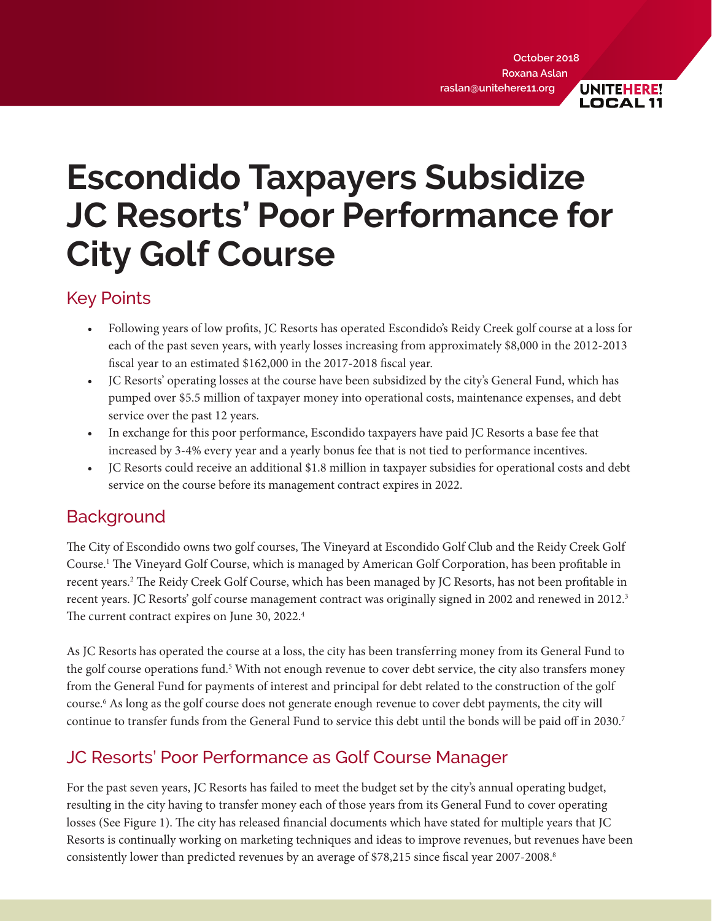October 2018
Roxana Aslan
raslan@unitehere11.org

UNITEHERE! LOCAL 11

# Escondido Taxpayers Subsidize JC Resorts' Poor Performance for City Golf Course

## Key Points

- Following years of low profits, JC Resorts has operated Escondido's Reidy Creek golf course at a loss for each of the past seven years, with yearly losses increasing from approximately $8,000 in the 2012-2013 fiscal year to an estimated $162,000 in the 2017-2018 fiscal year.
- JC Resorts' operating losses at the course have been subsidized by the city's General Fund, which has pumped over $5.5 million of taxpayer money into operational costs, maintenance expenses, and debt service over the past 12 years.
- In exchange for this poor performance, Escondido taxpayers have paid JC Resorts a base fee that increased by 3-4% every year and a yearly bonus fee that is not tied to performance incentives.
- JC Resorts could receive an additional $1.8 million in taxpayer subsidies for operational costs and debt service on the course before its management contract expires in 2022.

## Background

The City of Escondido owns two golf courses, The Vineyard at Escondido Golf Club and the Reidy Creek Golf Course.[1] The Vineyard Golf Course, which is managed by American Golf Corporation, has been profitable in recent years.[2] The Reidy Creek Golf Course, which has been managed by JC Resorts, has not been profitable in recent years. JC Resorts' golf course management contract was originally signed in 2002 and renewed in 2012.[3] The current contract expires on June 30, 2022.[4]

As JC Resorts has operated the course at a loss, the city has been transferring money from its General Fund to the golf course operations fund.[5] With not enough revenue to cover debt service, the city also transfers money from the General Fund for payments of interest and principal for debt related to the construction of the golf course.[6] As long as the golf course does not generate enough revenue to cover debt payments, the city will continue to transfer funds from the General Fund to service this debt until the bonds will be paid off in 2030.[7]

## JC Resorts' Poor Performance as Golf Course Manager

For the past seven years, JC Resorts has failed to meet the budget set by the city's annual operating budget, resulting in the city having to transfer money each of those years from its General Fund to cover operating losses (See Figure 1). The city has released financial documents which have stated for multiple years that JC Resorts is continually working on marketing techniques and ideas to improve revenues, but revenues have been consistently lower than predicted revenues by an average of $78,215 since fiscal year 2007-2008.[8]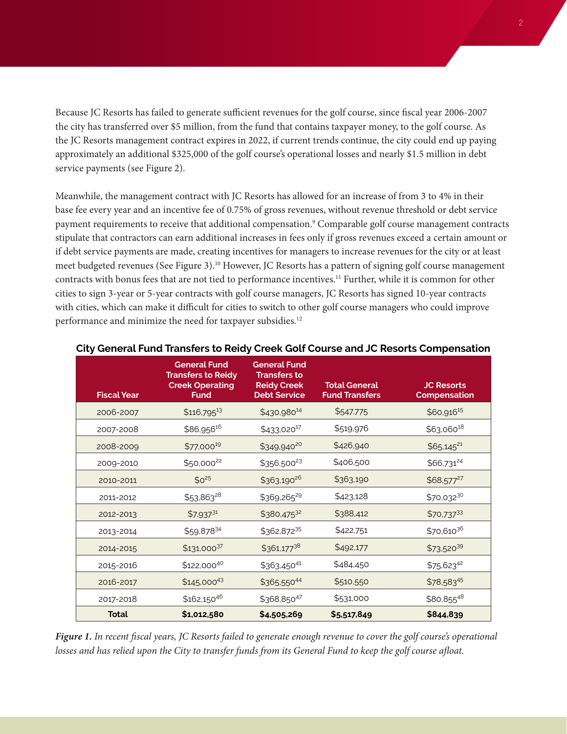Because JC Resorts has failed to generate sufficient revenues for the golf course, since fiscal year 2006-2007 the city has transferred over $5 million, from the fund that contains taxpayer money, to the golf course. As the JC Resorts management contract expires in 2022, if current trends continue, the city could end up paying approximately an additional $325,000 of the golf course's operational losses and nearly $1.5 million in debt service payments (see Figure 2).

Meanwhile, the management contract with JC Resorts has allowed for an increase of from 3 to 4% in their base fee every year and an incentive fee of 0.75% of gross revenues, without revenue threshold or debt service payment requirements to receive that additional compensation.[9] Comparable golf course management contracts stipulate that contractors can earn additional increases in fees only if gross revenues exceed a certain amount or if debt service payments are made, creating incentives for managers to increase revenues for the city or at least meet budgeted revenues (See Figure 3).[10] However, JC Resorts has a pattern of signing golf course management contracts with bonus fees that are not tied to performance incentives.[11] Further, while it is common for other cities to sign 3-year or 5-year contracts with golf course managers, JC Resorts has signed 10-year contracts with cities, which can make it difficult for cities to switch to other golf course managers who could improve performance and minimize the need for taxpayer subsidies.[12]

**City General Fund Transfers to Reidy Creek Golf Course and JC Resorts Compensation**

| Fiscal Year | General Fund Transfers to Reidy Creek Operating Fund | General Fund Transfers to Reidy Creek Debt Service | Total General Fund Transfers | JC Resorts Compensation |
|---|---|---|---|---|
| 2006-2007 | $116,795[13] | $430,980[14] | $547,775 | $60,916[15] |
| 2007-2008 | $86,956[16] | $433,020[17] | $519,976 | $63,060[18] |
| 2008-2009 | $77,000[19] | $349,940[20] | $426,940 | $65,145[21] |
| 2009-2010 | $50,000[22] | $356,500[23] | $406,500 | $66,731[24] |
| 2010-2011 | $0[25] | $363,190[26] | $363,190 | $68,577[27] |
| 2011-2012 | $53,863[28] | $369,265[29] | $423,128 | $70,032[30] |
| 2012-2013 | $7,937[31] | $380,475[32] | $388,412 | $70,737[33] |
| 2013-2014 | $59,878[34] | $362,872[35] | $422,751 | $70,610[36] |
| 2014-2015 | $131,000[37] | $361,177[38] | $492,177 | $73,520[39] |
| 2015-2016 | $122,000[40] | $363,450[41] | $484,450 | $75,623[42] |
| 2016-2017 | $145,000[43] | $365,550[44] | $510,550 | $78,583[45] |
| 2017-2018 | $162,150[46] | $368,850[47] | $531,000 | $80,855[48] |
| **Total** | **$1,012,580** | **$4,505,269** | **$5,517,849** | **$844,839** |

***Figure 1.*** *In recent fiscal years, JC Resorts failed to generate enough revenue to cover the golf course's operational losses and has relied upon the City to transfer funds from its General Fund to keep the golf course afloat.*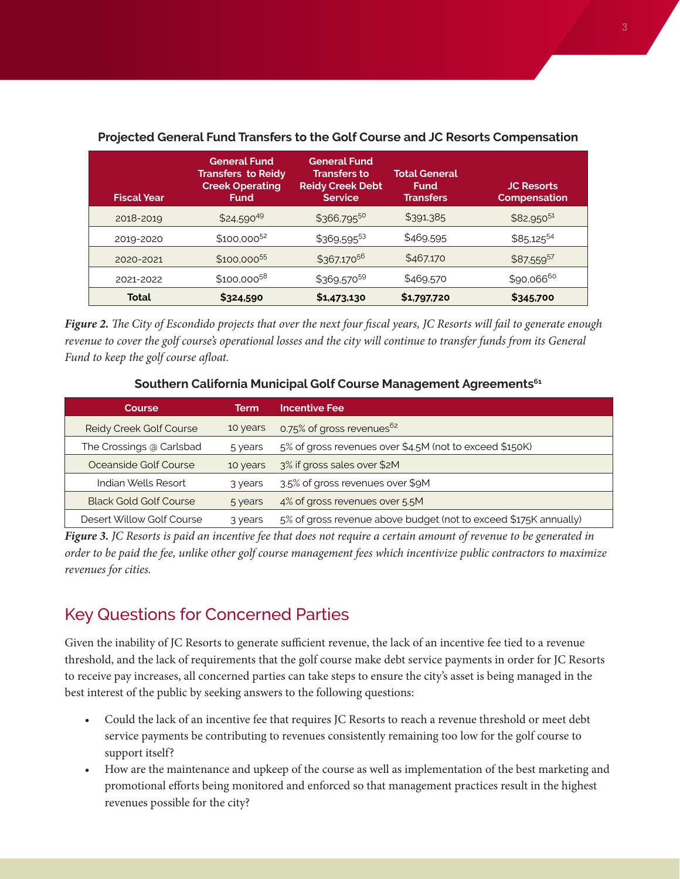**Projected General Fund Transfers to the Golf Course and JC Resorts Compensation**

| Fiscal Year | General Fund Transfers to Reidy Creek Operating Fund | General Fund Transfers to Reidy Creek Debt Service | Total General Fund Transfers | JC Resorts Compensation |
|---|---|---|---|---|
| 2018-2019 | $24,590[49] | $366,795[50] | $391,385 | $82,950[51] |
| 2019-2020 | $100,000[52] | $369,595[53] | $469,595 | $85,125[54] |
| 2020-2021 | $100,000[55] | $367,170[56] | $467,170 | $87,559[57] |
| 2021-2022 | $100,000[58] | $369,570[59] | $469,570 | $90,066[60] |
| **Total** | **$324,590** | **$1,473,130** | **$1,797,720** | **$345,700** |

***Figure 2.*** *The City of Escondido projects that over the next four fiscal years, JC Resorts will fail to generate enough revenue to cover the golf course's operational losses and the city will continue to transfer funds from its General Fund to keep the golf course afloat.*

**Southern California Municipal Golf Course Management Agreements[61]**

| Course | Term | Incentive Fee |
|---|---|---|
| Reidy Creek Golf Course | 10 years | 0.75% of gross revenues[62] |
| The Crossings @ Carlsbad | 5 years | 5% of gross revenues over $4.5M (not to exceed $150K) |
| Oceanside Golf Course | 10 years | 3% if gross sales over $2M |
| Indian Wells Resort | 3 years | 3.5% of gross revenues over $9M |
| Black Gold Golf Course | 5 years | 4% of gross revenues over 5.5M |
| Desert Willow Golf Course | 3 years | 5% of gross revenue above budget (not to exceed $175K annually) |

***Figure 3.*** *JC Resorts is paid an incentive fee that does not require a certain amount of revenue to be generated in order to be paid the fee, unlike other golf course management fees which incentivize public contractors to maximize revenues for cities.*

## Key Questions for Concerned Parties

Given the inability of JC Resorts to generate sufficient revenue, the lack of an incentive fee tied to a revenue threshold, and the lack of requirements that the golf course make debt service payments in order for JC Resorts to receive pay increases, all concerned parties can take steps to ensure the city's asset is being managed in the best interest of the public by seeking answers to the following questions:

- Could the lack of an incentive fee that requires JC Resorts to reach a revenue threshold or meet debt service payments be contributing to revenues consistently remaining too low for the golf course to support itself?
- How are the maintenance and upkeep of the course as well as implementation of the best marketing and promotional efforts being monitored and enforced so that management practices result in the highest revenues possible for the city?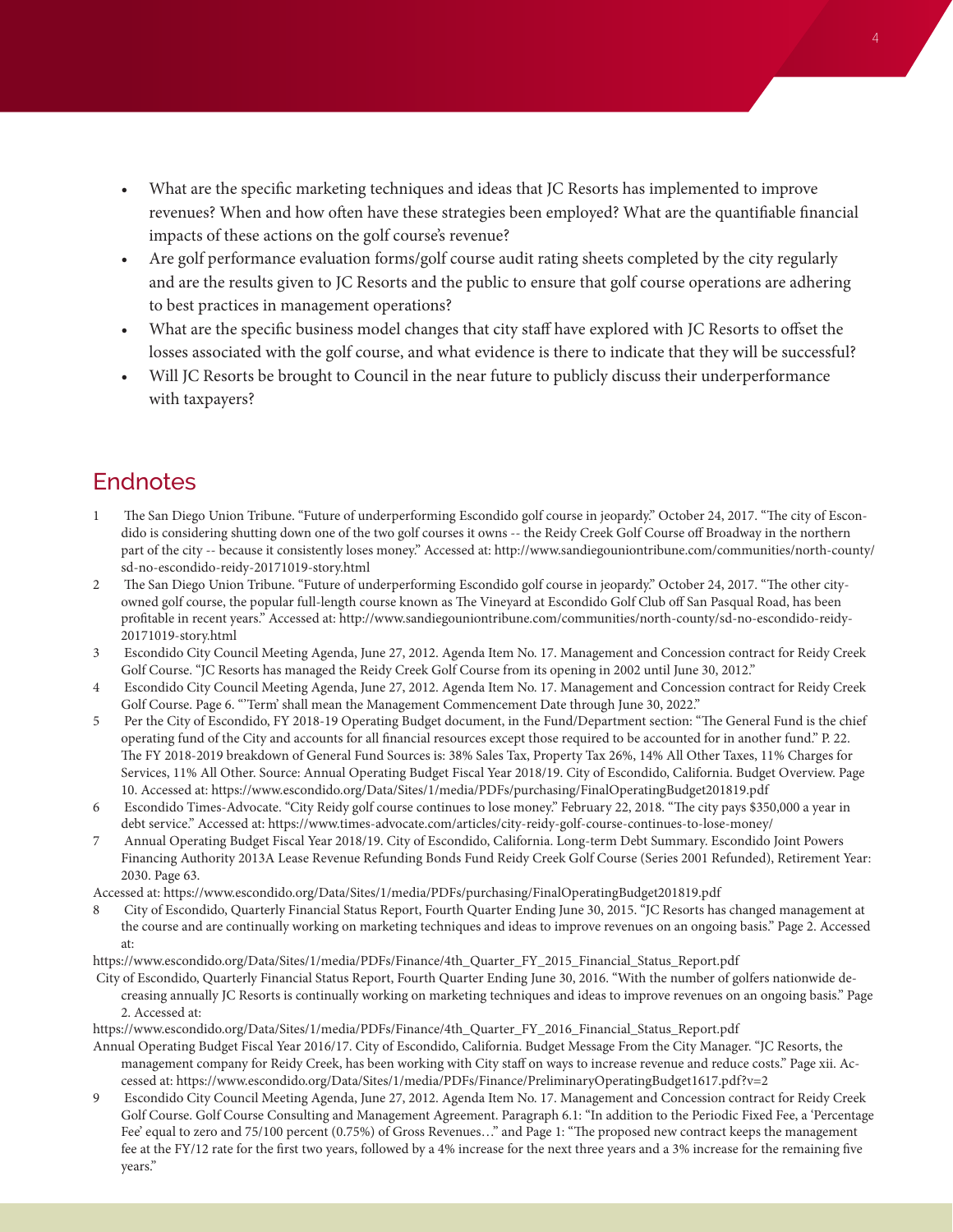- What are the specific marketing techniques and ideas that JC Resorts has implemented to improve revenues? When and how often have these strategies been employed? What are the quantifiable financial impacts of these actions on the golf course's revenue?
- Are golf performance evaluation forms/golf course audit rating sheets completed by the city regularly and are the results given to JC Resorts and the public to ensure that golf course operations are adhering to best practices in management operations?
- What are the specific business model changes that city staff have explored with JC Resorts to offset the losses associated with the golf course, and what evidence is there to indicate that they will be successful?
- Will JC Resorts be brought to Council in the near future to publicly discuss their underperformance with taxpayers?

## Endnotes

1. The San Diego Union Tribune. "Future of underperforming Escondido golf course in jeopardy." October 24, 2017. "The city of Escondido is considering shutting down one of the two golf courses it owns -- the Reidy Creek Golf Course off Broadway in the northern part of the city -- because it consistently loses money." Accessed at: http://www.sandiegouniontribune.com/communities/north-county/sd-no-escondido-reidy-20171019-story.html
2. The San Diego Union Tribune. "Future of underperforming Escondido golf course in jeopardy." October 24, 2017. "The other city-owned golf course, the popular full-length course known as The Vineyard at Escondido Golf Club off San Pasqual Road, has been profitable in recent years." Accessed at: http://www.sandiegouniontribune.com/communities/north-county/sd-no-escondido-reidy-20171019-story.html
3. Escondido City Council Meeting Agenda, June 27, 2012. Agenda Item No. 17. Management and Concession contract for Reidy Creek Golf Course. "JC Resorts has managed the Reidy Creek Golf Course from its opening in 2002 until June 30, 2012."
4. Escondido City Council Meeting Agenda, June 27, 2012. Agenda Item No. 17. Management and Concession contract for Reidy Creek Golf Course. Page 6. "'Term' shall mean the Management Commencement Date through June 30, 2022."
5. Per the City of Escondido, FY 2018-19 Operating Budget document, in the Fund/Department section: "The General Fund is the chief operating fund of the City and accounts for all financial resources except those required to be accounted for in another fund." P. 22. The FY 2018-2019 breakdown of General Fund Sources is: 38% Sales Tax, Property Tax 26%, 14% All Other Taxes, 11% Charges for Services, 11% All Other. Source: Annual Operating Budget Fiscal Year 2018/19. City of Escondido, California. Budget Overview. Page 10. Accessed at: https://www.escondido.org/Data/Sites/1/media/PDFs/purchasing/FinalOperatingBudget201819.pdf
6. Escondido Times-Advocate. "City Reidy golf course continues to lose money." February 22, 2018. "The city pays $350,000 a year in debt service." Accessed at: https://www.times-advocate.com/articles/city-reidy-golf-course-continues-to-lose-money/
7. Annual Operating Budget Fiscal Year 2018/19. City of Escondido, California. Long-term Debt Summary. Escondido Joint Powers Financing Authority 2013A Lease Revenue Refunding Bonds Fund Reidy Creek Golf Course (Series 2001 Refunded), Retirement Year: 2030. Page 63.

Accessed at: https://www.escondido.org/Data/Sites/1/media/PDFs/purchasing/FinalOperatingBudget201819.pdf

8. City of Escondido, Quarterly Financial Status Report, Fourth Quarter Ending June 30, 2015. "JC Resorts has changed management at the course and are continually working on marketing techniques and ideas to improve revenues on an ongoing basis." Page 2. Accessed at:

https://www.escondido.org/Data/Sites/1/media/PDFs/Finance/4th_Quarter_FY_2015_Financial_Status_Report.pdf

City of Escondido, Quarterly Financial Status Report, Fourth Quarter Ending June 30, 2016. "With the number of golfers nationwide decreasing annually JC Resorts is continually working on marketing techniques and ideas to improve revenues on an ongoing basis." Page 2. Accessed at:

https://www.escondido.org/Data/Sites/1/media/PDFs/Finance/4th_Quarter_FY_2016_Financial_Status_Report.pdf

Annual Operating Budget Fiscal Year 2016/17. City of Escondido, California. Budget Message From the City Manager. "JC Resorts, the management company for Reidy Creek, has been working with City staff on ways to increase revenue and reduce costs." Page xii. Accessed at: https://www.escondido.org/Data/Sites/1/media/PDFs/Finance/PreliminaryOperatingBudget1617.pdf?v=2

9. Escondido City Council Meeting Agenda, June 27, 2012. Agenda Item No. 17. Management and Concession contract for Reidy Creek Golf Course. Golf Course Consulting and Management Agreement. Paragraph 6.1: "In addition to the Periodic Fixed Fee, a 'Percentage Fee' equal to zero and 75/100 percent (0.75%) of Gross Revenues…" and Page 1: "The proposed new contract keeps the management fee at the FY/12 rate for the first two years, followed by a 4% increase for the next three years and a 3% increase for the remaining five years."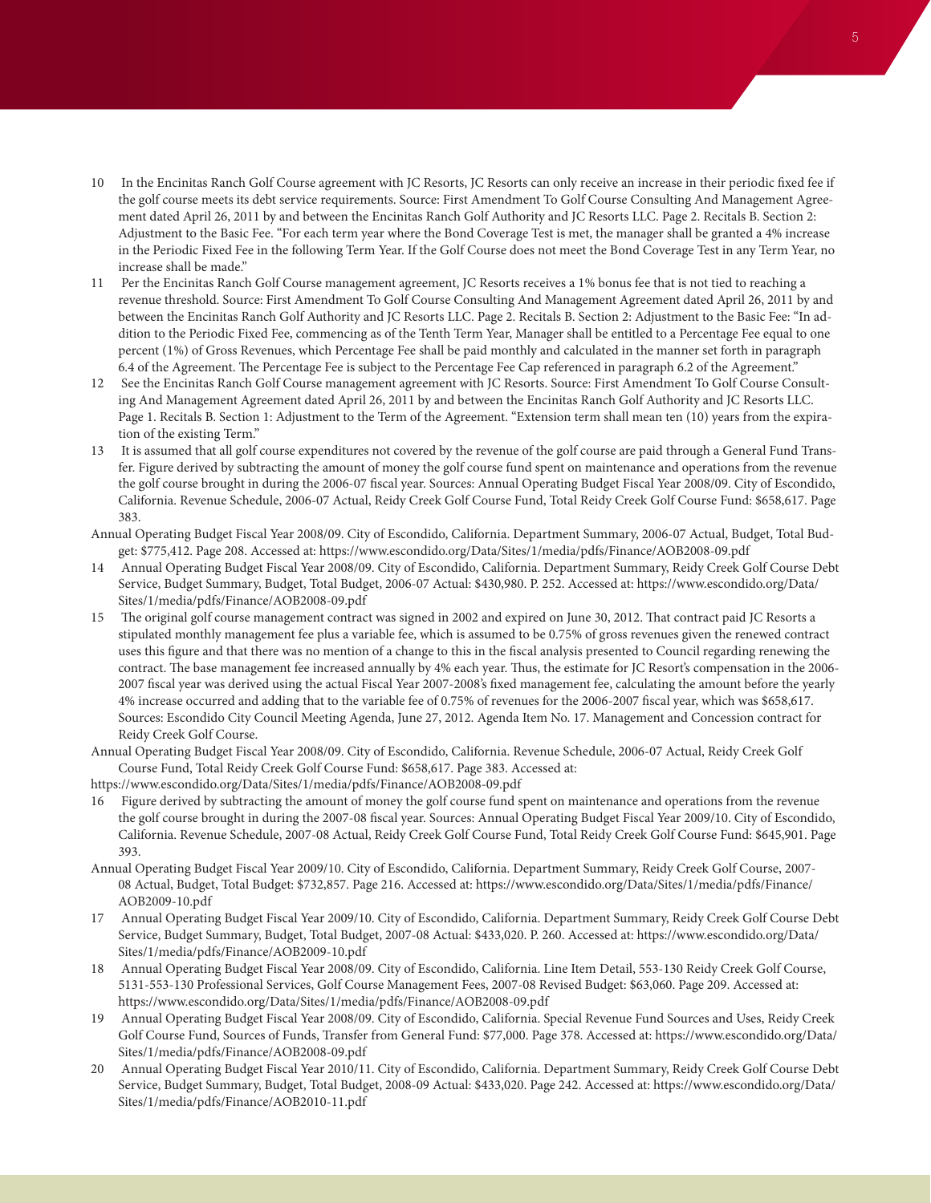10 In the Encinitas Ranch Golf Course agreement with JC Resorts, JC Resorts can only receive an increase in their periodic fixed fee if the golf course meets its debt service requirements. Source: First Amendment To Golf Course Consulting And Management Agreement dated April 26, 2011 by and between the Encinitas Ranch Golf Authority and JC Resorts LLC. Page 2. Recitals B. Section 2: Adjustment to the Basic Fee. "For each term year where the Bond Coverage Test is met, the manager shall be granted a 4% increase in the Periodic Fixed Fee in the following Term Year. If the Golf Course does not meet the Bond Coverage Test in any Term Year, no increase shall be made."

11 Per the Encinitas Ranch Golf Course management agreement, JC Resorts receives a 1% bonus fee that is not tied to reaching a revenue threshold. Source: First Amendment To Golf Course Consulting And Management Agreement dated April 26, 2011 by and between the Encinitas Ranch Golf Authority and JC Resorts LLC. Page 2. Recitals B. Section 2: Adjustment to the Basic Fee: "In addition to the Periodic Fixed Fee, commencing as of the Tenth Term Year, Manager shall be entitled to a Percentage Fee equal to one percent (1%) of Gross Revenues, which Percentage Fee shall be paid monthly and calculated in the manner set forth in paragraph 6.4 of the Agreement. The Percentage Fee is subject to the Percentage Fee Cap referenced in paragraph 6.2 of the Agreement."

12 See the Encinitas Ranch Golf Course management agreement with JC Resorts. Source: First Amendment To Golf Course Consulting And Management Agreement dated April 26, 2011 by and between the Encinitas Ranch Golf Authority and JC Resorts LLC. Page 1. Recitals B. Section 1: Adjustment to the Term of the Agreement. "Extension term shall mean ten (10) years from the expiration of the existing Term."

13 It is assumed that all golf course expenditures not covered by the revenue of the golf course are paid through a General Fund Transfer. Figure derived by subtracting the amount of money the golf course fund spent on maintenance and operations from the revenue the golf course brought in during the 2006-07 fiscal year. Sources: Annual Operating Budget Fiscal Year 2008/09. City of Escondido, California. Revenue Schedule, 2006-07 Actual, Reidy Creek Golf Course Fund, Total Reidy Creek Golf Course Fund: $658,617. Page 383.

Annual Operating Budget Fiscal Year 2008/09. City of Escondido, California. Department Summary, 2006-07 Actual, Budget, Total Budget: $775,412. Page 208. Accessed at: https://www.escondido.org/Data/Sites/1/media/pdfs/Finance/AOB2008-09.pdf

14 Annual Operating Budget Fiscal Year 2008/09. City of Escondido, California. Department Summary, Reidy Creek Golf Course Debt Service, Budget Summary, Budget, Total Budget, 2006-07 Actual: $430,980. P. 252. Accessed at: https://www.escondido.org/Data/Sites/1/media/pdfs/Finance/AOB2008-09.pdf

15 The original golf course management contract was signed in 2002 and expired on June 30, 2012. That contract paid JC Resorts a stipulated monthly management fee plus a variable fee, which is assumed to be 0.75% of gross revenues given the renewed contract uses this figure and that there was no mention of a change to this in the fiscal analysis presented to Council regarding renewing the contract. The base management fee increased annually by 4% each year. Thus, the estimate for JC Resort's compensation in the 2006-2007 fiscal year was derived using the actual Fiscal Year 2007-2008's fixed management fee, calculating the amount before the yearly 4% increase occurred and adding that to the variable fee of 0.75% of revenues for the 2006-2007 fiscal year, which was $658,617. Sources: Escondido City Council Meeting Agenda, June 27, 2012. Agenda Item No. 17. Management and Concession contract for Reidy Creek Golf Course.

Annual Operating Budget Fiscal Year 2008/09. City of Escondido, California. Revenue Schedule, 2006-07 Actual, Reidy Creek Golf Course Fund, Total Reidy Creek Golf Course Fund: $658,617. Page 383. Accessed at: https://www.escondido.org/Data/Sites/1/media/pdfs/Finance/AOB2008-09.pdf

16 Figure derived by subtracting the amount of money the golf course fund spent on maintenance and operations from the revenue the golf course brought in during the 2007-08 fiscal year. Sources: Annual Operating Budget Fiscal Year 2009/10. City of Escondido, California. Revenue Schedule, 2007-08 Actual, Reidy Creek Golf Course Fund, Total Reidy Creek Golf Course Fund: $645,901. Page 393.

Annual Operating Budget Fiscal Year 2009/10. City of Escondido, California. Department Summary, Reidy Creek Golf Course, 2007-08 Actual, Budget, Total Budget: $732,857. Page 216. Accessed at: https://www.escondido.org/Data/Sites/1/media/pdfs/Finance/AOB2009-10.pdf

17 Annual Operating Budget Fiscal Year 2009/10. City of Escondido, California. Department Summary, Reidy Creek Golf Course Debt Service, Budget Summary, Budget, Total Budget, 2007-08 Actual: $433,020. P. 260. Accessed at: https://www.escondido.org/Data/Sites/1/media/pdfs/Finance/AOB2009-10.pdf

18 Annual Operating Budget Fiscal Year 2008/09. City of Escondido, California. Line Item Detail, 553-130 Reidy Creek Golf Course, 5131-553-130 Professional Services, Golf Course Management Fees, 2007-08 Revised Budget: $63,060. Page 209. Accessed at: https://www.escondido.org/Data/Sites/1/media/pdfs/Finance/AOB2008-09.pdf

19 Annual Operating Budget Fiscal Year 2008/09. City of Escondido, California. Special Revenue Fund Sources and Uses, Reidy Creek Golf Course Fund, Sources of Funds, Transfer from General Fund: $77,000. Page 378. Accessed at: https://www.escondido.org/Data/Sites/1/media/pdfs/Finance/AOB2008-09.pdf

20 Annual Operating Budget Fiscal Year 2010/11. City of Escondido, California. Department Summary, Reidy Creek Golf Course Debt Service, Budget Summary, Budget, Total Budget, 2008-09 Actual: $433,020. Page 242. Accessed at: https://www.escondido.org/Data/Sites/1/media/pdfs/Finance/AOB2010-11.pdf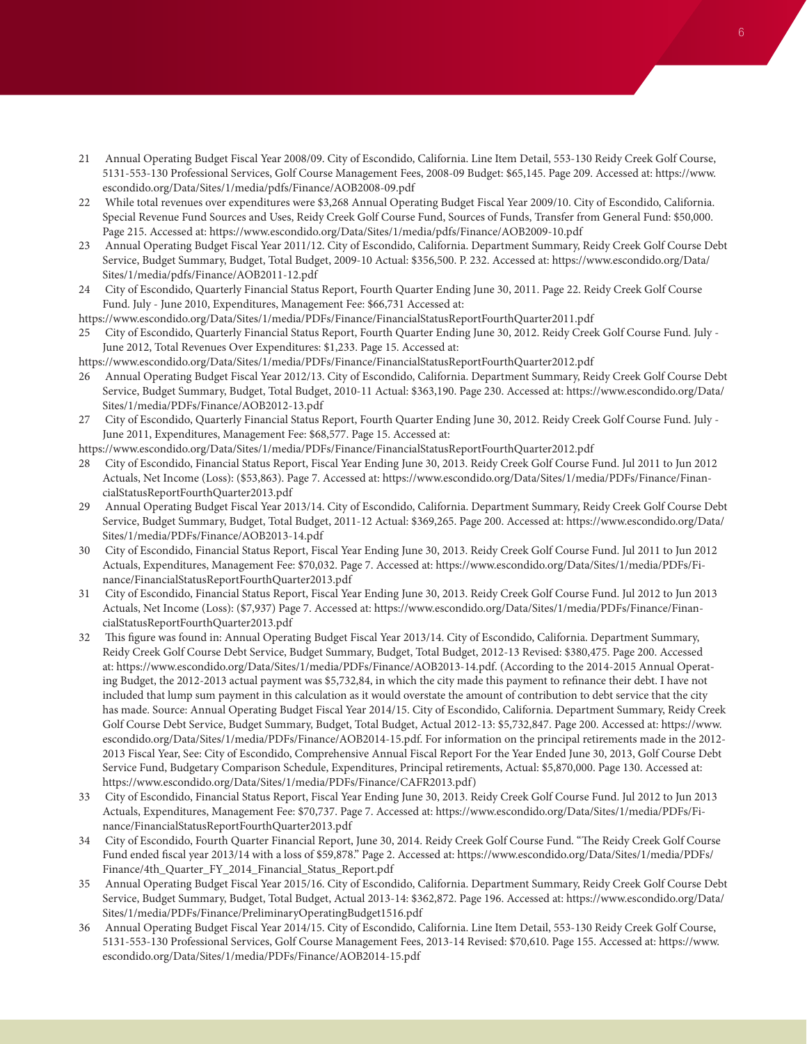21 Annual Operating Budget Fiscal Year 2008/09. City of Escondido, California. Line Item Detail, 553-130 Reidy Creek Golf Course, 5131-553-130 Professional Services, Golf Course Management Fees, 2008-09 Budget: $65,145. Page 209. Accessed at: https://www.escondido.org/Data/Sites/1/media/pdfs/Finance/AOB2008-09.pdf

22 While total revenues over expenditures were $3,268 Annual Operating Budget Fiscal Year 2009/10. City of Escondido, California. Special Revenue Fund Sources and Uses, Reidy Creek Golf Course Fund, Sources of Funds, Transfer from General Fund: $50,000. Page 215. Accessed at: https://www.escondido.org/Data/Sites/1/media/pdfs/Finance/AOB2009-10.pdf

23 Annual Operating Budget Fiscal Year 2011/12. City of Escondido, California. Department Summary, Reidy Creek Golf Course Debt Service, Budget Summary, Budget, Total Budget, 2009-10 Actual: $356,500. P. 232. Accessed at: https://www.escondido.org/Data/Sites/1/media/pdfs/Finance/AOB2011-12.pdf

24 City of Escondido, Quarterly Financial Status Report, Fourth Quarter Ending June 30, 2011. Page 22. Reidy Creek Golf Course Fund. July - June 2010, Expenditures, Management Fee: $66,731 Accessed at:
https://www.escondido.org/Data/Sites/1/media/PDFs/Finance/FinancialStatusReportFourthQuarter2011.pdf

25 City of Escondido, Quarterly Financial Status Report, Fourth Quarter Ending June 30, 2012. Reidy Creek Golf Course Fund. July - June 2012, Total Revenues Over Expenditures: $1,233. Page 15. Accessed at:
https://www.escondido.org/Data/Sites/1/media/PDFs/Finance/FinancialStatusReportFourthQuarter2012.pdf

26 Annual Operating Budget Fiscal Year 2012/13. City of Escondido, California. Department Summary, Reidy Creek Golf Course Debt Service, Budget Summary, Budget, Total Budget, 2010-11 Actual: $363,190. Page 230. Accessed at: https://www.escondido.org/Data/Sites/1/media/PDFs/Finance/AOB2012-13.pdf

27 City of Escondido, Quarterly Financial Status Report, Fourth Quarter Ending June 30, 2012. Reidy Creek Golf Course Fund. July - June 2011, Expenditures, Management Fee: $68,577. Page 15. Accessed at:
https://www.escondido.org/Data/Sites/1/media/PDFs/Finance/FinancialStatusReportFourthQuarter2012.pdf

28 City of Escondido, Financial Status Report, Fiscal Year Ending June 30, 2013. Reidy Creek Golf Course Fund. Jul 2011 to Jun 2012 Actuals, Net Income (Loss): ($53,863). Page 7. Accessed at: https://www.escondido.org/Data/Sites/1/media/PDFs/Finance/FinancialStatusReportFourthQuarter2013.pdf

29 Annual Operating Budget Fiscal Year 2013/14. City of Escondido, California. Department Summary, Reidy Creek Golf Course Debt Service, Budget Summary, Budget, Total Budget, 2011-12 Actual: $369,265. Page 200. Accessed at: https://www.escondido.org/Data/Sites/1/media/PDFs/Finance/AOB2013-14.pdf

30 City of Escondido, Financial Status Report, Fiscal Year Ending June 30, 2013. Reidy Creek Golf Course Fund. Jul 2011 to Jun 2012 Actuals, Expenditures, Management Fee: $70,032. Page 7. Accessed at: https://www.escondido.org/Data/Sites/1/media/PDFs/Finance/FinancialStatusReportFourthQuarter2013.pdf

31 City of Escondido, Financial Status Report, Fiscal Year Ending June 30, 2013. Reidy Creek Golf Course Fund. Jul 2012 to Jun 2013 Actuals, Net Income (Loss): ($7,937) Page 7. Accessed at: https://www.escondido.org/Data/Sites/1/media/PDFs/Finance/FinancialStatusReportFourthQuarter2013.pdf

32 This figure was found in: Annual Operating Budget Fiscal Year 2013/14. City of Escondido, California. Department Summary, Reidy Creek Golf Course Debt Service, Budget Summary, Budget, Total Budget, 2012-13 Revised: $380,475. Page 200. Accessed at: https://www.escondido.org/Data/Sites/1/media/PDFs/Finance/AOB2013-14.pdf. (According to the 2014-2015 Annual Operating Budget, the 2012-2013 actual payment was $5,732,84, in which the city made this payment to refinance their debt. I have not included that lump sum payment in this calculation as it would overstate the amount of contribution to debt service that the city has made. Source: Annual Operating Budget Fiscal Year 2014/15. City of Escondido, California. Department Summary, Reidy Creek Golf Course Debt Service, Budget Summary, Budget, Total Budget, Actual 2012-13: $5,732,847. Page 200. Accessed at: https://www.escondido.org/Data/Sites/1/media/PDFs/Finance/AOB2014-15.pdf. For information on the principal retirements made in the 2012-2013 Fiscal Year, See: City of Escondido, Comprehensive Annual Fiscal Report For the Year Ended June 30, 2013, Golf Course Debt Service Fund, Budgetary Comparison Schedule, Expenditures, Principal retirements, Actual: $5,870,000. Page 130. Accessed at: https://www.escondido.org/Data/Sites/1/media/PDFs/Finance/CAFR2013.pdf)

33 City of Escondido, Financial Status Report, Fiscal Year Ending June 30, 2013. Reidy Creek Golf Course Fund. Jul 2012 to Jun 2013 Actuals, Expenditures, Management Fee: $70,737. Page 7. Accessed at: https://www.escondido.org/Data/Sites/1/media/PDFs/Finance/FinancialStatusReportFourthQuarter2013.pdf

34 City of Escondido, Fourth Quarter Financial Report, June 30, 2014. Reidy Creek Golf Course Fund. "The Reidy Creek Golf Course Fund ended fiscal year 2013/14 with a loss of $59,878." Page 2. Accessed at: https://www.escondido.org/Data/Sites/1/media/PDFs/Finance/4th_Quarter_FY_2014_Financial_Status_Report.pdf

35 Annual Operating Budget Fiscal Year 2015/16. City of Escondido, California. Department Summary, Reidy Creek Golf Course Debt Service, Budget Summary, Budget, Total Budget, Actual 2013-14: $362,872. Page 196. Accessed at: https://www.escondido.org/Data/Sites/1/media/PDFs/Finance/PreliminaryOperatingBudget1516.pdf

36 Annual Operating Budget Fiscal Year 2014/15. City of Escondido, California. Line Item Detail, 553-130 Reidy Creek Golf Course, 5131-553-130 Professional Services, Golf Course Management Fees, 2013-14 Revised: $70,610. Page 155. Accessed at: https://www.escondido.org/Data/Sites/1/media/PDFs/Finance/AOB2014-15.pdf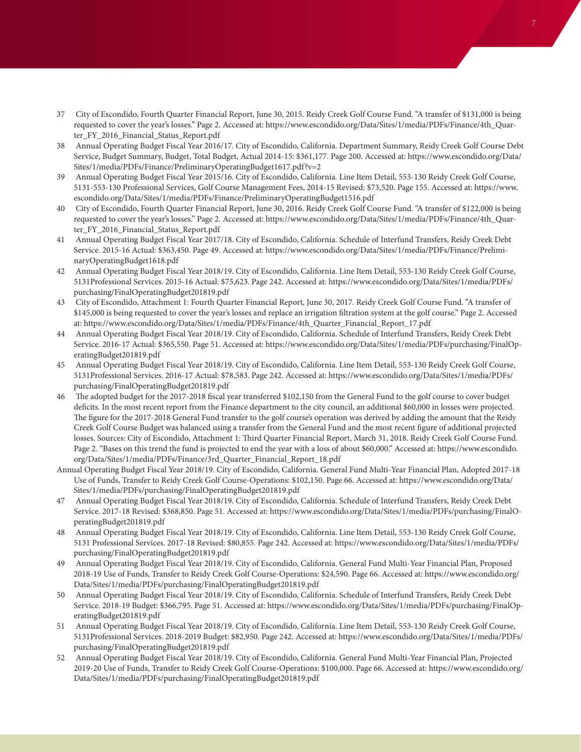37 City of Escondido, Fourth Quarter Financial Report, June 30, 2015. Reidy Creek Golf Course Fund. "A transfer of $131,000 is being requested to cover the year's losses." Page 2. Accessed at: https://www.escondido.org/Data/Sites/1/media/PDFs/Finance/4th_Quarter_FY_2016_Financial_Status_Report.pdf

38 Annual Operating Budget Fiscal Year 2016/17. City of Escondido, California. Department Summary, Reidy Creek Golf Course Debt Service, Budget Summary, Budget, Total Budget, Actual 2014-15: $361,177. Page 200. Accessed at: https://www.escondido.org/Data/Sites/1/media/PDFs/Finance/PreliminaryOperatingBudget1617.pdf?v=2

39 Annual Operating Budget Fiscal Year 2015/16. City of Escondido, California. Line Item Detail, 553-130 Reidy Creek Golf Course, 5131-553-130 Professional Services, Golf Course Management Fees, 2014-15 Revised: $73,520. Page 155. Accessed at: https://www.escondido.org/Data/Sites/1/media/PDFs/Finance/PreliminaryOperatingBudget1516.pdf

40 City of Escondido, Fourth Quarter Financial Report, June 30, 2016. Reidy Creek Golf Course Fund. "A transfer of $122,000 is being requested to cover the year's losses." Page 2. Accessed at: https://www.escondido.org/Data/Sites/1/media/PDFs/Finance/4th_Quarter_FY_2016_Financial_Status_Report.pdf

41 Annual Operating Budget Fiscal Year 2017/18. City of Escondido, California. Schedule of Interfund Transfers, Reidy Creek Debt Service. 2015-16 Actual: $363,450. Page 49. Accessed at: https://www.escondido.org/Data/Sites/1/media/PDFs/Finance/PreliminaryOperatingBudget1618.pdf

42 Annual Operating Budget Fiscal Year 2018/19. City of Escondido, California. Line Item Detail, 553-130 Reidy Creek Golf Course, 5131Professional Services. 2015-16 Actual: $75,623. Page 242. Accessed at: https://www.escondido.org/Data/Sites/1/media/PDFs/purchasing/FinalOperatingBudget201819.pdf

43 City of Escondido, Attachment 1: Fourth Quarter Financial Report, June 30, 2017. Reidy Creek Golf Course Fund. "A transfer of $145,000 is being requested to cover the year's losses and replace an irrigation filtration system at the golf course." Page 2. Accessed at: https://www.escondido.org/Data/Sites/1/media/PDFs/Finance/4th_Quarter_Financial_Report_17.pdf

44 Annual Operating Budget Fiscal Year 2018/19. City of Escondido, California. Schedule of Interfund Transfers, Reidy Creek Debt Service. 2016-17 Actual: $365,550. Page 51. Accessed at: https://www.escondido.org/Data/Sites/1/media/PDFs/purchasing/FinalOperatingBudget201819.pdf

45 Annual Operating Budget Fiscal Year 2018/19. City of Escondido, California. Line Item Detail, 553-130 Reidy Creek Golf Course, 5131Professional Services. 2016-17 Actual: $78,583. Page 242. Accessed at: https://www.escondido.org/Data/Sites/1/media/PDFs/purchasing/FinalOperatingBudget201819.pdf

46 The adopted budget for the 2017-2018 fiscal year transferred $102,150 from the General Fund to the golf course to cover budget deficits. In the most recent report from the Finance department to the city council, an additional $60,000 in losses were projected. The figure for the 2017-2018 General Fund transfer to the golf course's operation was derived by adding the amount that the Reidy Creek Golf Course Budget was balanced using a transfer from the General Fund and the most recent figure of additional projected losses. Sources: City of Escondido, Attachment 1: Third Quarter Financial Report, March 31, 2018. Reidy Creek Golf Course Fund. Page 2. "Bases on this trend the fund is projected to end the year with a loss of about $60,000." Accessed at: https://www.escondido.org/Data/Sites/1/media/PDFs/Finance/3rd_Quarter_Financial_Report_18.pdf

Annual Operating Budget Fiscal Year 2018/19. City of Escondido, California. General Fund Multi-Year Financial Plan, Adopted 2017-18 Use of Funds, Transfer to Reidy Creek Golf Course-Operations: $102,150. Page 66. Accessed at: https://www.escondido.org/Data/Sites/1/media/PDFs/purchasing/FinalOperatingBudget201819.pdf

47 Annual Operating Budget Fiscal Year 2018/19. City of Escondido, California. Schedule of Interfund Transfers, Reidy Creek Debt Service. 2017-18 Revised: $368,850. Page 51. Accessed at: https://www.escondido.org/Data/Sites/1/media/PDFs/purchasing/FinalOperatingBudget201819.pdf

48 Annual Operating Budget Fiscal Year 2018/19. City of Escondido, California. Line Item Detail, 553-130 Reidy Creek Golf Course, 5131 Professional Services. 2017-18 Revised: $80,855. Page 242. Accessed at: https://www.escondido.org/Data/Sites/1/media/PDFs/purchasing/FinalOperatingBudget201819.pdf

49 Annual Operating Budget Fiscal Year 2018/19. City of Escondido, California. General Fund Multi-Year Financial Plan, Proposed 2018-19 Use of Funds, Transfer to Reidy Creek Golf Course-Operations: $24,590. Page 66. Accessed at: https://www.escondido.org/Data/Sites/1/media/PDFs/purchasing/FinalOperatingBudget201819.pdf

50 Annual Operating Budget Fiscal Year 2018/19. City of Escondido, California. Schedule of Interfund Transfers, Reidy Creek Debt Service. 2018-19 Budget: $366,795. Page 51. Accessed at: https://www.escondido.org/Data/Sites/1/media/PDFs/purchasing/FinalOperatingBudget201819.pdf

51 Annual Operating Budget Fiscal Year 2018/19. City of Escondido, California. Line Item Detail, 553-130 Reidy Creek Golf Course, 5131Professional Services. 2018-2019 Budget: $82,950. Page 242. Accessed at: https://www.escondido.org/Data/Sites/1/media/PDFs/purchasing/FinalOperatingBudget201819.pdf

52 Annual Operating Budget Fiscal Year 2018/19. City of Escondido, California. General Fund Multi-Year Financial Plan, Projected 2019-20 Use of Funds, Transfer to Reidy Creek Golf Course-Operations: $100,000. Page 66. Accessed at: https://www.escondido.org/Data/Sites/1/media/PDFs/purchasing/FinalOperatingBudget201819.pdf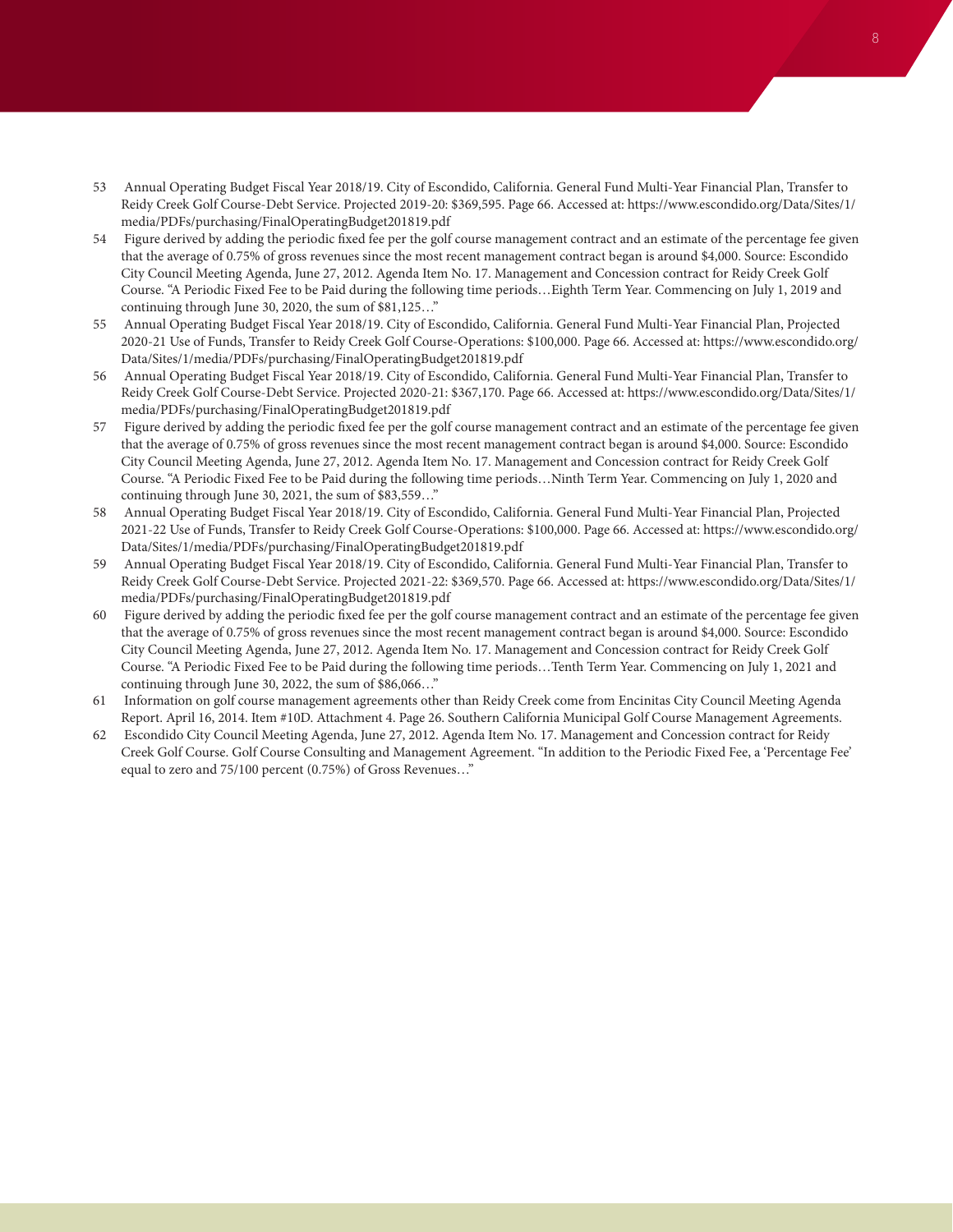53 Annual Operating Budget Fiscal Year 2018/19. City of Escondido, California. General Fund Multi-Year Financial Plan, Transfer to Reidy Creek Golf Course-Debt Service. Projected 2019-20: $369,595. Page 66. Accessed at: https://www.escondido.org/Data/Sites/1/media/PDFs/purchasing/FinalOperatingBudget201819.pdf

54 Figure derived by adding the periodic fixed fee per the golf course management contract and an estimate of the percentage fee given that the average of 0.75% of gross revenues since the most recent management contract began is around $4,000. Source: Escondido City Council Meeting Agenda, June 27, 2012. Agenda Item No. 17. Management and Concession contract for Reidy Creek Golf Course. "A Periodic Fixed Fee to be Paid during the following time periods…Eighth Term Year. Commencing on July 1, 2019 and continuing through June 30, 2020, the sum of $81,125…"

55 Annual Operating Budget Fiscal Year 2018/19. City of Escondido, California. General Fund Multi-Year Financial Plan, Projected 2020-21 Use of Funds, Transfer to Reidy Creek Golf Course-Operations: $100,000. Page 66. Accessed at: https://www.escondido.org/Data/Sites/1/media/PDFs/purchasing/FinalOperatingBudget201819.pdf

56 Annual Operating Budget Fiscal Year 2018/19. City of Escondido, California. General Fund Multi-Year Financial Plan, Transfer to Reidy Creek Golf Course-Debt Service. Projected 2020-21: $367,170. Page 66. Accessed at: https://www.escondido.org/Data/Sites/1/media/PDFs/purchasing/FinalOperatingBudget201819.pdf

57 Figure derived by adding the periodic fixed fee per the golf course management contract and an estimate of the percentage fee given that the average of 0.75% of gross revenues since the most recent management contract began is around $4,000. Source: Escondido City Council Meeting Agenda, June 27, 2012. Agenda Item No. 17. Management and Concession contract for Reidy Creek Golf Course. "A Periodic Fixed Fee to be Paid during the following time periods…Ninth Term Year. Commencing on July 1, 2020 and continuing through June 30, 2021, the sum of $83,559…"

58 Annual Operating Budget Fiscal Year 2018/19. City of Escondido, California. General Fund Multi-Year Financial Plan, Projected 2021-22 Use of Funds, Transfer to Reidy Creek Golf Course-Operations: $100,000. Page 66. Accessed at: https://www.escondido.org/Data/Sites/1/media/PDFs/purchasing/FinalOperatingBudget201819.pdf

59 Annual Operating Budget Fiscal Year 2018/19. City of Escondido, California. General Fund Multi-Year Financial Plan, Transfer to Reidy Creek Golf Course-Debt Service. Projected 2021-22: $369,570. Page 66. Accessed at: https://www.escondido.org/Data/Sites/1/media/PDFs/purchasing/FinalOperatingBudget201819.pdf

60 Figure derived by adding the periodic fixed fee per the golf course management contract and an estimate of the percentage fee given that the average of 0.75% of gross revenues since the most recent management contract began is around $4,000. Source: Escondido City Council Meeting Agenda, June 27, 2012. Agenda Item No. 17. Management and Concession contract for Reidy Creek Golf Course. "A Periodic Fixed Fee to be Paid during the following time periods…Tenth Term Year. Commencing on July 1, 2021 and continuing through June 30, 2022, the sum of $86,066…"

61 Information on golf course management agreements other than Reidy Creek come from Encinitas City Council Meeting Agenda Report. April 16, 2014. Item #10D. Attachment 4. Page 26. Southern California Municipal Golf Course Management Agreements.

62 Escondido City Council Meeting Agenda, June 27, 2012. Agenda Item No. 17. Management and Concession contract for Reidy Creek Golf Course. Golf Course Consulting and Management Agreement. "In addition to the Periodic Fixed Fee, a 'Percentage Fee' equal to zero and 75/100 percent (0.75%) of Gross Revenues…"